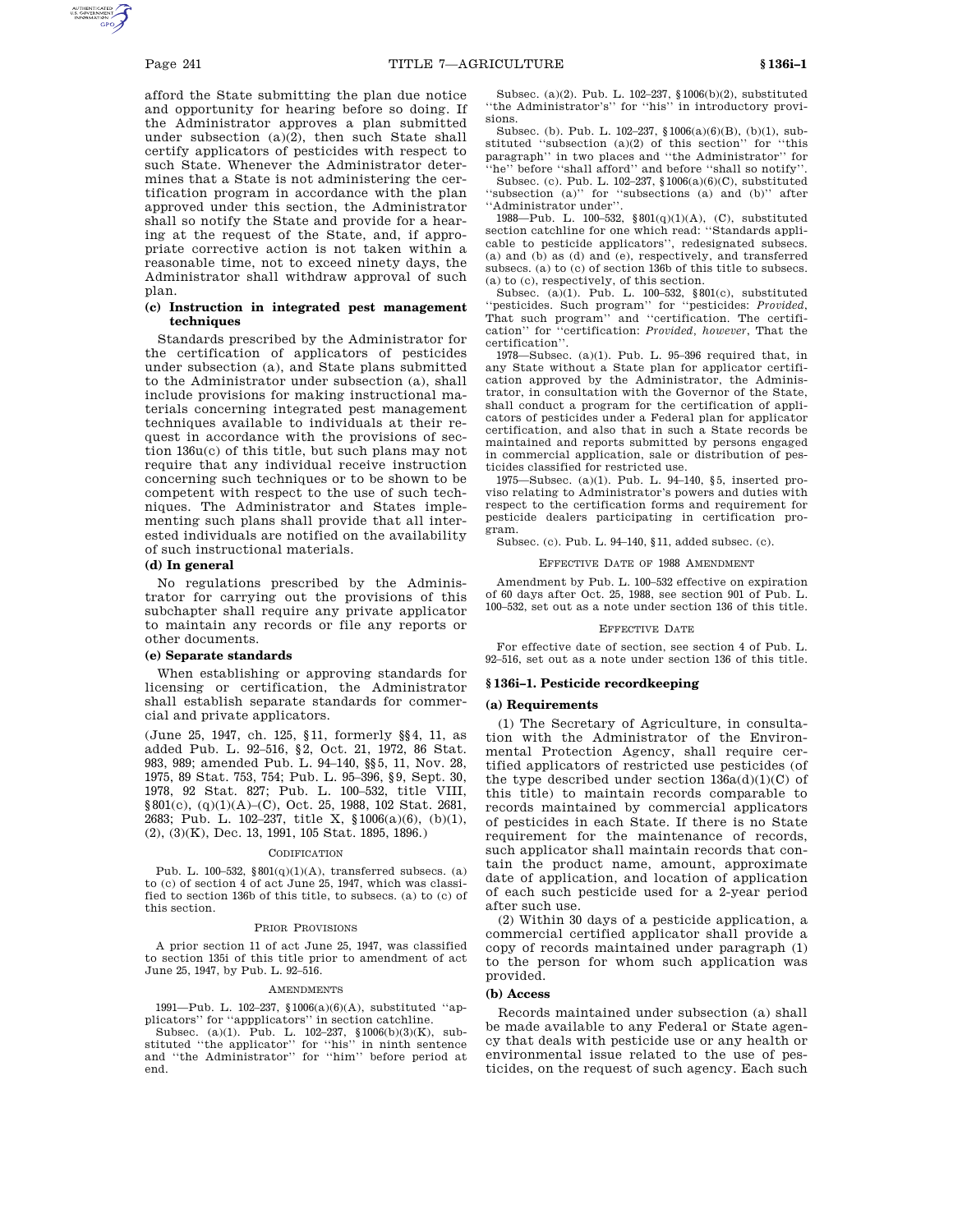afford the State submitting the plan due notice and opportunity for hearing before so doing. If the Administrator approves a plan submitted under subsection (a)(2), then such State shall certify applicators of pesticides with respect to such State. Whenever the Administrator determines that a State is not administering the certification program in accordance with the plan approved under this section, the Administrator shall so notify the State and provide for a hearing at the request of the State, and, if appropriate corrective action is not taken within a reasonable time, not to exceed ninety days, the Administrator shall withdraw approval of such plan.

**(c) Instruction in integrated pest management techniques**

Standards prescribed by the Administrator for the certification of applicators of pesticides under subsection (a), and State plans submitted to the Administrator under subsection (a), shall include provisions for making instructional materials concerning integrated pest management techniques available to individuals at their request in accordance with the provisions of section 136u(c) of this title, but such plans may not require that any individual receive instruction concerning such techniques or to be shown to be competent with respect to the use of such techniques. The Administrator and States implementing such plans shall provide that all interested individuals are notified on the availability of such instructional materials.

**(d) In general**

No regulations prescribed by the Administrator for carrying out the provisions of this subchapter shall require any private applicator to maintain any records or file any reports or other documents.

**(e) Separate standards**

When establishing or approving standards for licensing or certification, the Administrator shall establish separate standards for commercial and private applicators.

(June 25, 1947, ch. 125, §11, formerly §§4, 11, as added Pub. L. 92–516, §2, Oct. 21, 1972, 86 Stat. 983, 989; amended Pub. L. 94–140, §§5, 11, Nov. 28, 1975, 89 Stat. 753, 754; Pub. L. 95–396, §9, Sept. 30, 1978, 92 Stat. 827; Pub. L. 100–532, title VIII, §801(c), (q)(1)(A)–(C), Oct. 25, 1988, 102 Stat. 2681, 2683; Pub. L. 102–237, title X, §1006(a)(6), (b)(1), (2), (3)(K), Dec. 13, 1991, 105 Stat. 1895, 1896.)

CODIFICATION

Pub. L. 100–532, §801(q)(1)(A), transferred subsecs. (a) to (c) of section 4 of act June 25, 1947, which was classified to section 136b of this title, to subsecs. (a) to (c) of this section.

PRIOR PROVISIONS

A prior section 11 of act June 25, 1947, was classified to section 135i of this title prior to amendment of act June 25, 1947, by Pub. L. 92–516.

AMENDMENTS

1991—Pub. L. 102–237, §1006(a)(6)(A), substituted "applicators" for "appplicators" in section catchline.

Subsec. (a)(1). Pub. L. 102–237, §1006(b)(3)(K), substituted "the applicator" for "his" in ninth sentence and "the Administrator" for "him" before period at end.

Subsec. (a)(2). Pub. L. 102–237, §1006(b)(2), substituted "the Administrator's" for "his" in introductory provisions.

Subsec. (b). Pub. L. 102–237, §1006(a)(6)(B), (b)(1), substituted "subsection (a)(2) of this section" for "this paragraph" in two places and "the Administrator" for "he" before "shall afford" and before "shall so notify".

Subsec. (c). Pub. L. 102–237, §1006(a)(6)(C), substituted "subsection (a)" for "subsections (a) and (b)" after "Administrator under".

1988—Pub. L. 100–532, §801(q)(1)(A), (C), substituted section catchline for one which read: "Standards applicable to pesticide applicators", redesignated subsecs. (a) and (b) as (d) and (e), respectively, and transferred subsecs. (a) to (c) of section 136b of this title to subsecs. (a) to (c), respectively, of this section.

Subsec. (a)(1). Pub. L. 100–532, §801(c), substituted "pesticides. Such program" for "pesticides: *Provided*, That such program" and "certification. The certification" for "certification: *Provided*, *however*, That the certification".

1978—Subsec. (a)(1). Pub. L. 95–396 required that, in any State without a State plan for applicator certification approved by the Administrator, the Administrator, in consultation with the Governor of the State, shall conduct a program for the certification of applicators of pesticides under a Federal plan for applicator certification, and also that in such a State records be maintained and reports submitted by persons engaged in commercial application, sale or distribution of pesticides classified for restricted use.

1975—Subsec. (a)(1). Pub. L. 94–140, §5, inserted proviso relating to Administrator's powers and duties with respect to the certification forms and requirement for pesticide dealers participating in certification program.

Subsec. (c). Pub. L. 94–140, §11, added subsec. (c).

EFFECTIVE DATE OF 1988 AMENDMENT

Amendment by Pub. L. 100–532 effective on expiration of 60 days after Oct. 25, 1988, see section 901 of Pub. L. 100–532, set out as a note under section 136 of this title.

EFFECTIVE DATE

For effective date of section, see section 4 of Pub. L. 92–516, set out as a note under section 136 of this title.

## §136i–1. Pesticide recordkeeping

**(a) Requirements**

(1) The Secretary of Agriculture, in consultation with the Administrator of the Environmental Protection Agency, shall require certified applicators of restricted use pesticides (of the type described under section 136a(d)(1)(C) of this title) to maintain records comparable to records maintained by commercial applicators of pesticides in each State. If there is no State requirement for the maintenance of records, such applicator shall maintain records that contain the product name, amount, approximate date of application, and location of application of each such pesticide used for a 2-year period after such use.

(2) Within 30 days of a pesticide application, a commercial certified applicator shall provide a copy of records maintained under paragraph (1) to the person for whom such application was provided.

**(b) Access**

Records maintained under subsection (a) shall be made available to any Federal or State agency that deals with pesticide use or any health or environmental issue related to the use of pesticides, on the request of such agency. Each such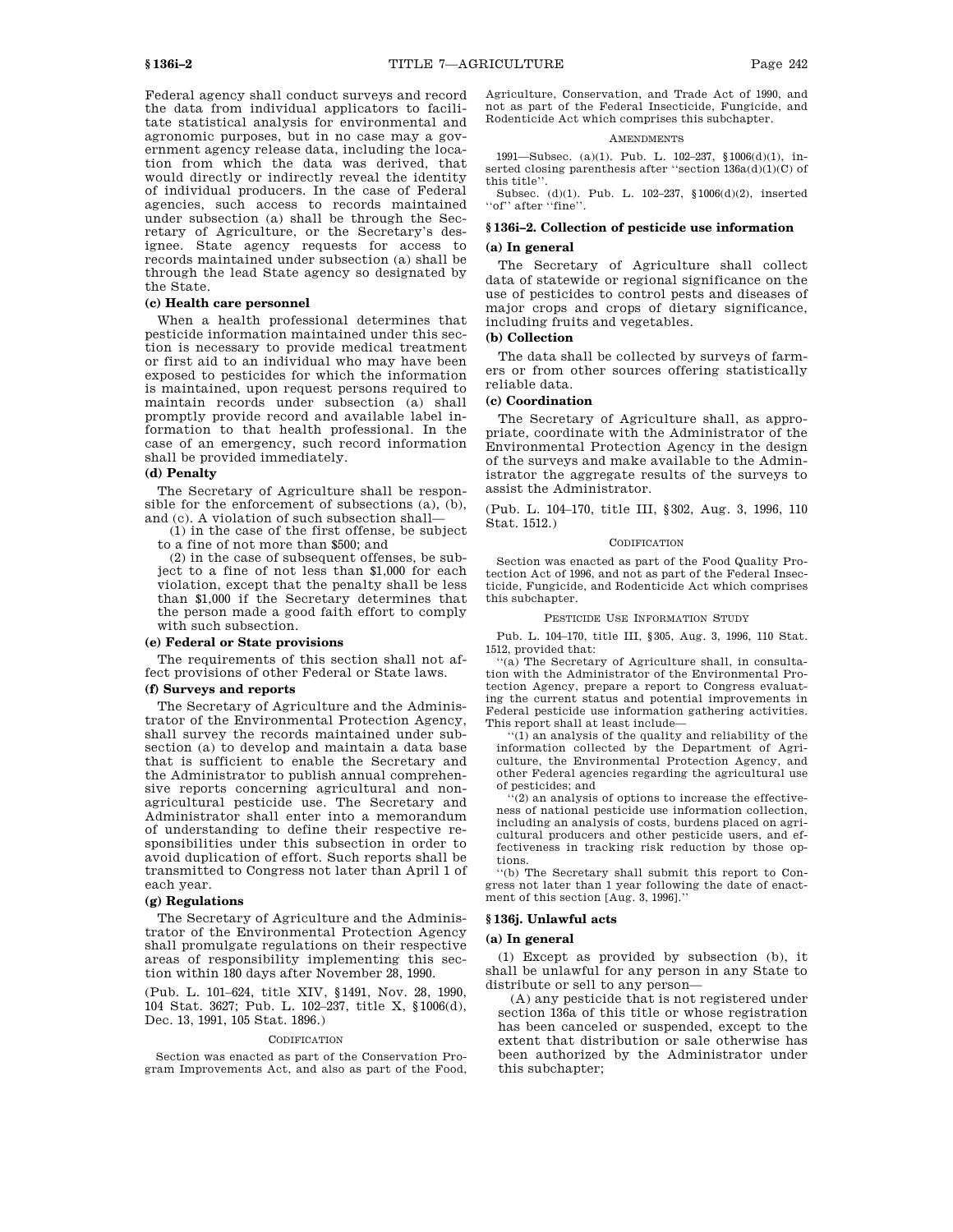Federal agency shall conduct surveys and record the data from individual applicators to facilitate statistical analysis for environmental and agronomic purposes, but in no case may a government agency release data, including the location from which the data was derived, that would directly or indirectly reveal the identity of individual producers. In the case of Federal agencies, such access to records maintained under subsection (a) shall be through the Secretary of Agriculture, or the Secretary's designee. State agency requests for access to records maintained under subsection (a) shall be through the lead State agency so designated by the State.

### (c) Health care personnel

When a health professional determines that pesticide information maintained under this section is necessary to provide medical treatment or first aid to an individual who may have been exposed to pesticides for which the information is maintained, upon request persons required to maintain records under subsection (a) shall promptly provide record and available label information to that health professional. In the case of an emergency, such record information shall be provided immediately.

### (d) Penalty

The Secretary of Agriculture shall be responsible for the enforcement of subsections (a), (b), and (c). A violation of such subsection shall—

(1) in the case of the first offense, be subject to a fine of not more than $500; and

(2) in the case of subsequent offenses, be subject to a fine of not less than $1,000 for each violation, except that the penalty shall be less than $1,000 if the Secretary determines that the person made a good faith effort to comply with such subsection.

### (e) Federal or State provisions

The requirements of this section shall not affect provisions of other Federal or State laws.

### (f) Surveys and reports

The Secretary of Agriculture and the Administrator of the Environmental Protection Agency, shall survey the records maintained under subsection (a) to develop and maintain a data base that is sufficient to enable the Secretary and the Administrator to publish annual comprehensive reports concerning agricultural and nonagricultural pesticide use. The Secretary and Administrator shall enter into a memorandum of understanding to define their respective responsibilities under this subsection in order to avoid duplication of effort. Such reports shall be transmitted to Congress not later than April 1 of each year.

### (g) Regulations

The Secretary of Agriculture and the Administrator of the Environmental Protection Agency shall promulgate regulations on their respective areas of responsibility implementing this section within 180 days after November 28, 1990.

(Pub. L. 101–624, title XIV, §1491, Nov. 28, 1990, 104 Stat. 3627; Pub. L. 102–237, title X, §1006(d), Dec. 13, 1991, 105 Stat. 1896.)

CODIFICATION

Section was enacted as part of the Conservation Program Improvements Act, and also as part of the Food, Agriculture, Conservation, and Trade Act of 1990, and not as part of the Federal Insecticide, Fungicide, and Rodenticide Act which comprises this subchapter.

AMENDMENTS

1991—Subsec. (a)(1). Pub. L. 102–237, §1006(d)(1), inserted closing parenthesis after "section 136a(d)(1)(C) of this title".

Subsec. (d)(1). Pub. L. 102–237, §1006(d)(2), inserted "of" after "fine".

## §136i–2. Collection of pesticide use information

### (a) In general

The Secretary of Agriculture shall collect data of statewide or regional significance on the use of pesticides to control pests and diseases of major crops and crops of dietary significance, including fruits and vegetables.

### (b) Collection

The data shall be collected by surveys of farmers or from other sources offering statistically reliable data.

### (c) Coordination

The Secretary of Agriculture shall, as appropriate, coordinate with the Administrator of the Environmental Protection Agency in the design of the surveys and make available to the Administrator the aggregate results of the surveys to assist the Administrator.

(Pub. L. 104–170, title III, §302, Aug. 3, 1996, 110 Stat. 1512.)

CODIFICATION

Section was enacted as part of the Food Quality Protection Act of 1996, and not as part of the Federal Insecticide, Fungicide, and Rodenticide Act which comprises this subchapter.

PESTICIDE USE INFORMATION STUDY

Pub. L. 104–170, title III, §305, Aug. 3, 1996, 110 Stat. 1512, provided that:

"(a) The Secretary of Agriculture shall, in consultation with the Administrator of the Environmental Protection Agency, prepare a report to Congress evaluating the current status and potential improvements in Federal pesticide use information gathering activities. This report shall at least include—

"(1) an analysis of the quality and reliability of the information collected by the Department of Agriculture, the Environmental Protection Agency, and other Federal agencies regarding the agricultural use of pesticides; and

"(2) an analysis of options to increase the effectiveness of national pesticide use information collection, including an analysis of costs, burdens placed on agricultural producers and other pesticide users, and effectiveness in tracking risk reduction by those options.

"(b) The Secretary shall submit this report to Congress not later than 1 year following the date of enactment of this section [Aug. 3, 1996]."

## §136j. Unlawful acts

### (a) In general

(1) Except as provided by subsection (b), it shall be unlawful for any person in any State to distribute or sell to any person—

(A) any pesticide that is not registered under section 136a of this title or whose registration has been canceled or suspended, except to the extent that distribution or sale otherwise has been authorized by the Administrator under this subchapter;